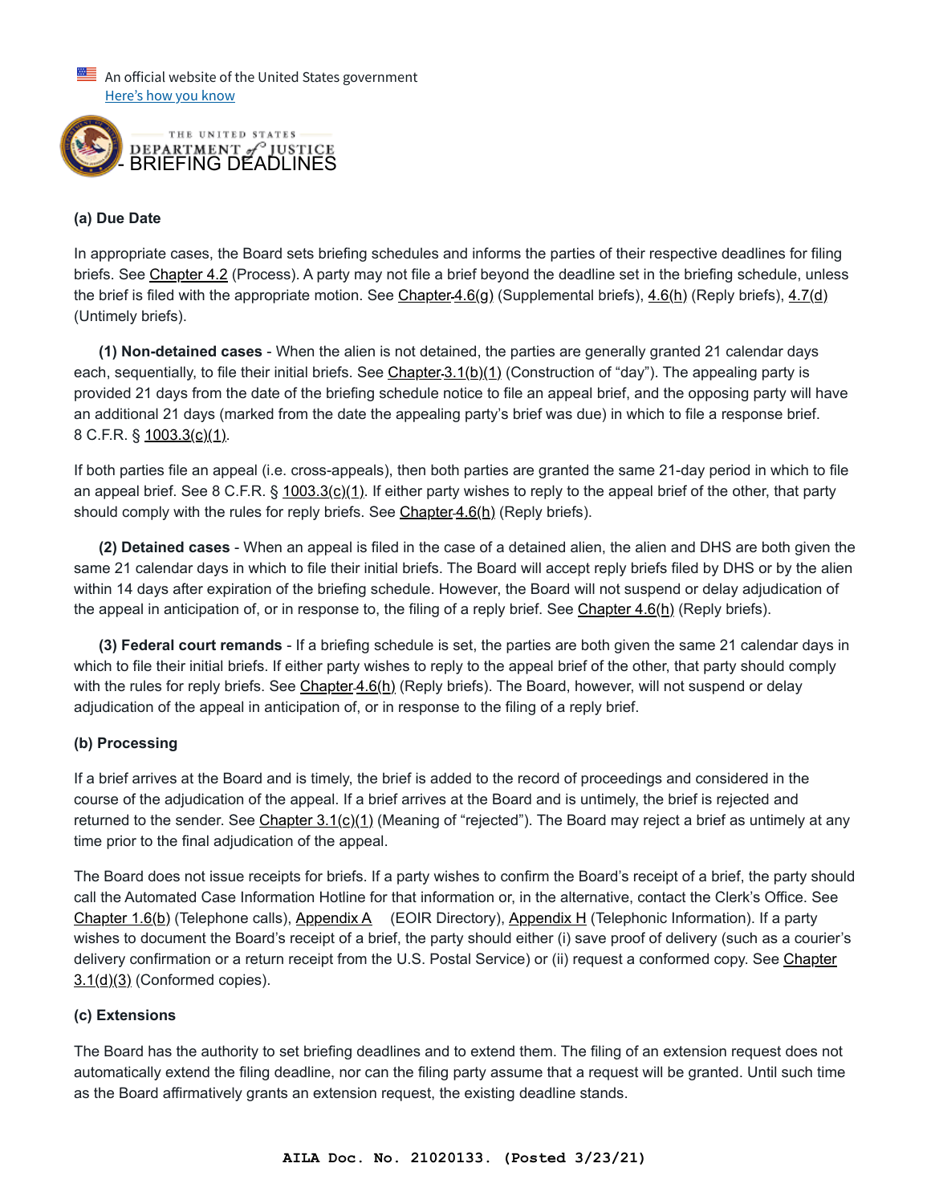An official website of the United States government
Here's how you know

THE UNITED STATES DEPARTMENT of JUSTICE

# - BRIEFING DEADLINES

**(a) Due Date**

In appropriate cases, the Board sets briefing schedules and informs the parties of their respective deadlines for filing briefs. See Chapter 4.2 (Process). A party may not file a brief beyond the deadline set in the briefing schedule, unless the brief is filed with the appropriate motion. See Chapter 4.6(g) (Supplemental briefs), 4.6(h) (Reply briefs), 4.7(d) (Untimely briefs).

**(1) Non-detained cases** - When the alien is not detained, the parties are generally granted 21 calendar days each, sequentially, to file their initial briefs. See Chapter 3.1(b)(1) (Construction of "day"). The appealing party is provided 21 days from the date of the briefing schedule notice to file an appeal brief, and the opposing party will have an additional 21 days (marked from the date the appealing party's brief was due) in which to file a response brief. 8 C.F.R. § 1003.3(c)(1).

If both parties file an appeal (i.e. cross-appeals), then both parties are granted the same 21-day period in which to file an appeal brief. See 8 C.F.R. § 1003.3(c)(1). If either party wishes to reply to the appeal brief of the other, that party should comply with the rules for reply briefs. See Chapter 4.6(h) (Reply briefs).

**(2) Detained cases** - When an appeal is filed in the case of a detained alien, the alien and DHS are both given the same 21 calendar days in which to file their initial briefs. The Board will accept reply briefs filed by DHS or by the alien within 14 days after expiration of the briefing schedule. However, the Board will not suspend or delay adjudication of the appeal in anticipation of, or in response to, the filing of a reply brief. See Chapter 4.6(h) (Reply briefs).

**(3) Federal court remands** - If a briefing schedule is set, the parties are both given the same 21 calendar days in which to file their initial briefs. If either party wishes to reply to the appeal brief of the other, that party should comply with the rules for reply briefs. See Chapter 4.6(h) (Reply briefs). The Board, however, will not suspend or delay adjudication of the appeal in anticipation of, or in response to the filing of a reply brief.

**(b) Processing**

If a brief arrives at the Board and is timely, the brief is added to the record of proceedings and considered in the course of the adjudication of the appeal. If a brief arrives at the Board and is untimely, the brief is rejected and returned to the sender. See Chapter 3.1(c)(1) (Meaning of "rejected"). The Board may reject a brief as untimely at any time prior to the final adjudication of the appeal.

The Board does not issue receipts for briefs. If a party wishes to confirm the Board's receipt of a brief, the party should call the Automated Case Information Hotline for that information or, in the alternative, contact the Clerk's Office. See Chapter 1.6(b) (Telephone calls), Appendix A (EOIR Directory), Appendix H (Telephonic Information). If a party wishes to document the Board's receipt of a brief, the party should either (i) save proof of delivery (such as a courier's delivery confirmation or a return receipt from the U.S. Postal Service) or (ii) request a conformed copy. See Chapter 3.1(d)(3) (Conformed copies).

**(c) Extensions**

The Board has the authority to set briefing deadlines and to extend them. The filing of an extension request does not automatically extend the filing deadline, nor can the filing party assume that a request will be granted. Until such time as the Board affirmatively grants an extension request, the existing deadline stands.

AILA Doc. No. 21020133. (Posted 3/23/21)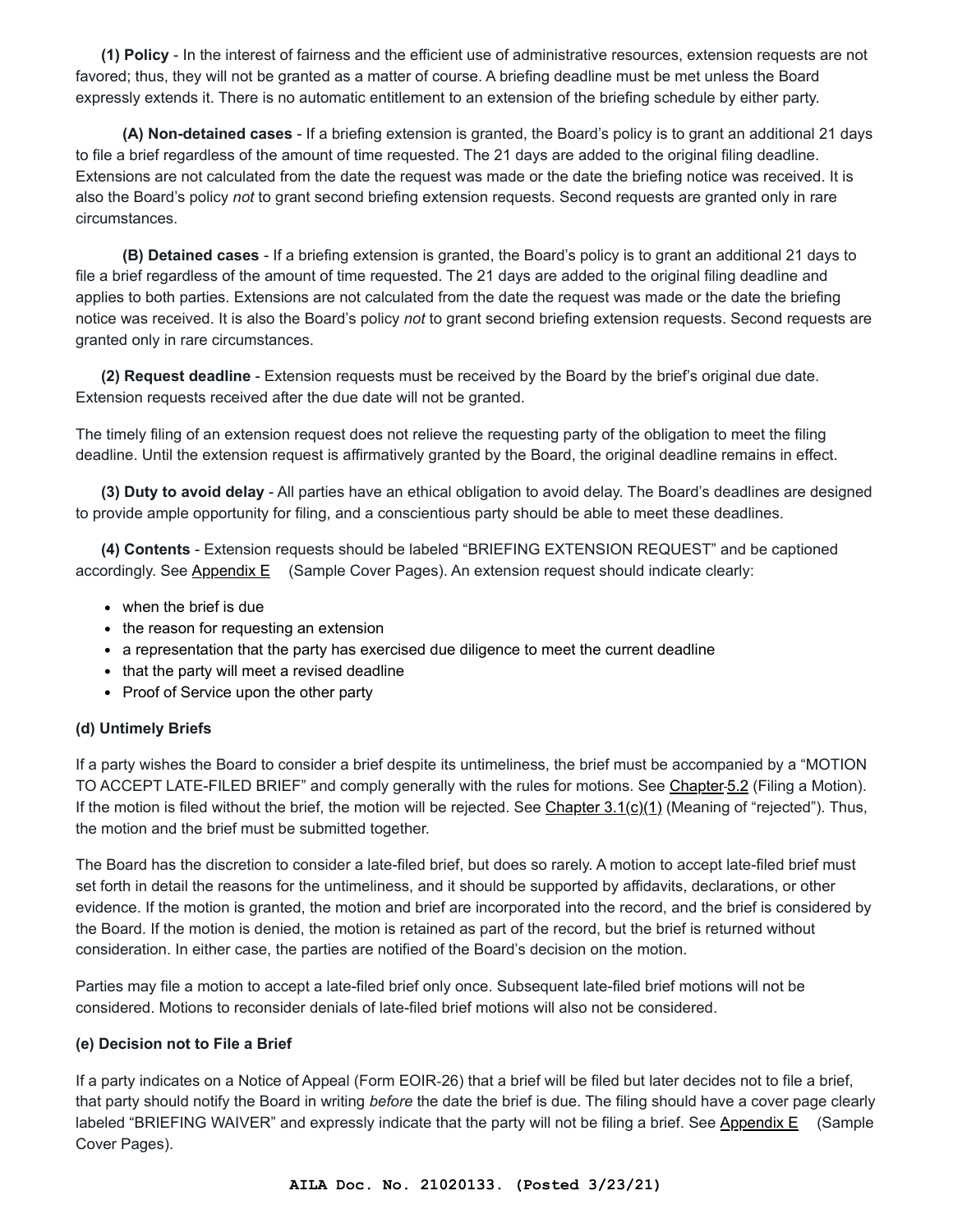**(1) Policy** - In the interest of fairness and the efficient use of administrative resources, extension requests are not favored; thus, they will not be granted as a matter of course. A briefing deadline must be met unless the Board expressly extends it. There is no automatic entitlement to an extension of the briefing schedule by either party.

**(A) Non-detained cases** - If a briefing extension is granted, the Board's policy is to grant an additional 21 days to file a brief regardless of the amount of time requested. The 21 days are added to the original filing deadline. Extensions are not calculated from the date the request was made or the date the briefing notice was received. It is also the Board's policy *not* to grant second briefing extension requests. Second requests are granted only in rare circumstances.

**(B) Detained cases** - If a briefing extension is granted, the Board's policy is to grant an additional 21 days to file a brief regardless of the amount of time requested. The 21 days are added to the original filing deadline and applies to both parties. Extensions are not calculated from the date the request was made or the date the briefing notice was received. It is also the Board's policy *not* to grant second briefing extension requests. Second requests are granted only in rare circumstances.

**(2) Request deadline** - Extension requests must be received by the Board by the brief's original due date. Extension requests received after the due date will not be granted.

The timely filing of an extension request does not relieve the requesting party of the obligation to meet the filing deadline. Until the extension request is affirmatively granted by the Board, the original deadline remains in effect.

**(3) Duty to avoid delay** - All parties have an ethical obligation to avoid delay. The Board's deadlines are designed to provide ample opportunity for filing, and a conscientious party should be able to meet these deadlines.

**(4) Contents** - Extension requests should be labeled "BRIEFING EXTENSION REQUEST" and be captioned accordingly. See Appendix E (Sample Cover Pages). An extension request should indicate clearly:

- when the brief is due
- the reason for requesting an extension
- a representation that the party has exercised due diligence to meet the current deadline
- that the party will meet a revised deadline
- Proof of Service upon the other party

**(d) Untimely Briefs**

If a party wishes the Board to consider a brief despite its untimeliness, the brief must be accompanied by a "MOTION TO ACCEPT LATE-FILED BRIEF" and comply generally with the rules for motions. See Chapter 5.2 (Filing a Motion). If the motion is filed without the brief, the motion will be rejected. See Chapter 3.1(c)(1) (Meaning of "rejected"). Thus, the motion and the brief must be submitted together.

The Board has the discretion to consider a late-filed brief, but does so rarely. A motion to accept late-filed brief must set forth in detail the reasons for the untimeliness, and it should be supported by affidavits, declarations, or other evidence. If the motion is granted, the motion and brief are incorporated into the record, and the brief is considered by the Board. If the motion is denied, the motion is retained as part of the record, but the brief is returned without consideration. In either case, the parties are notified of the Board's decision on the motion.

Parties may file a motion to accept a late-filed brief only once. Subsequent late-filed brief motions will not be considered. Motions to reconsider denials of late-filed brief motions will also not be considered.

**(e) Decision not to File a Brief**

If a party indicates on a Notice of Appeal (Form EOIR-26) that a brief will be filed but later decides not to file a brief, that party should notify the Board in writing *before* the date the brief is due. The filing should have a cover page clearly labeled "BRIEFING WAIVER" and expressly indicate that the party will not be filing a brief. See Appendix E (Sample Cover Pages).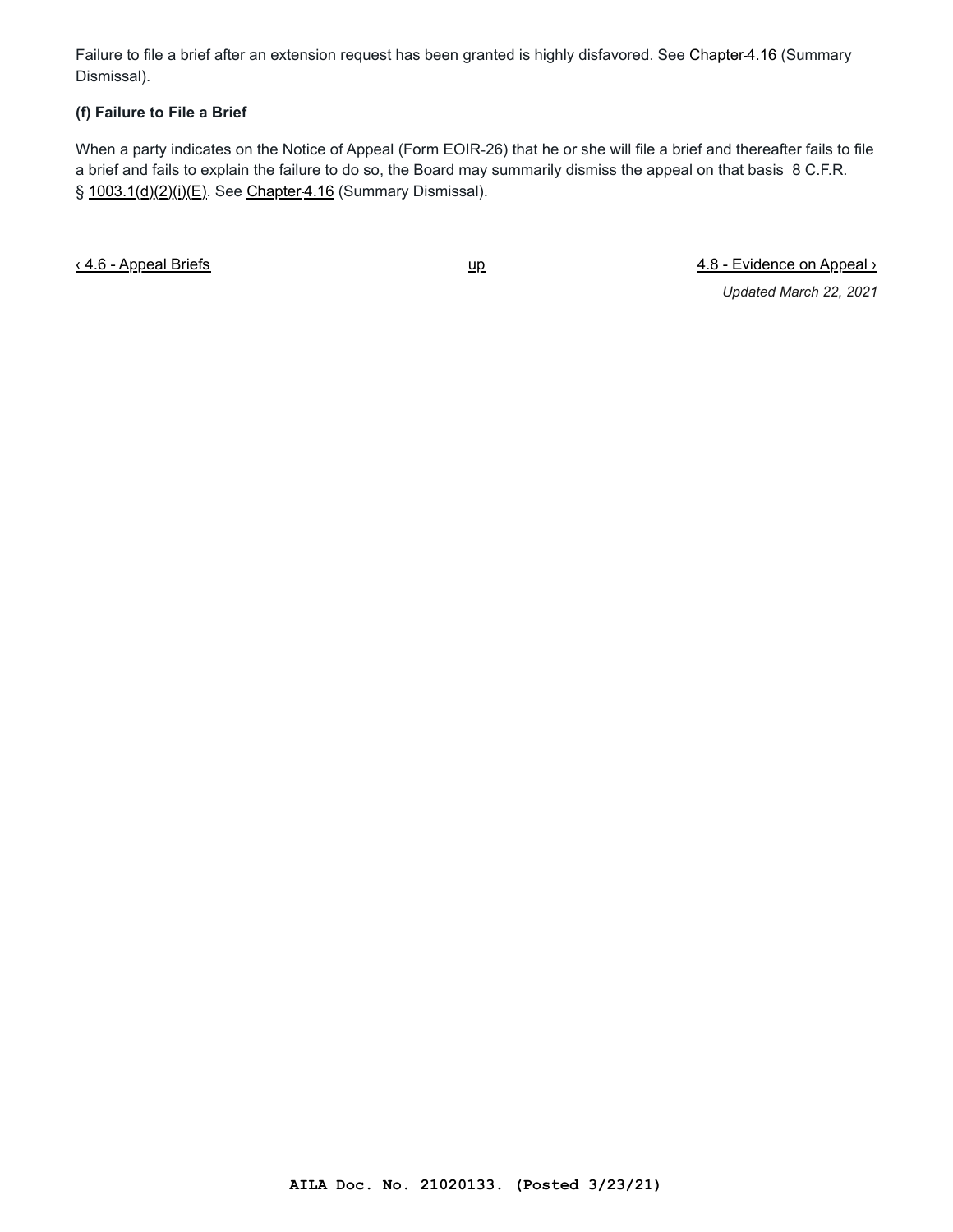Failure to file a brief after an extension request has been granted is highly disfavored. See Chapter 4.16 (Summary Dismissal).

**(f) Failure to File a Brief**

When a party indicates on the Notice of Appeal (Form EOIR-26) that he or she will file a brief and thereafter fails to file a brief and fails to explain the failure to do so, the Board may summarily dismiss the appeal on that basis 8 C.F.R. § 1003.1(d)(2)(i)(E). See Chapter 4.16 (Summary Dismissal).

‹ 4.6 - Appeal Briefs | up | 4.8 - Evidence on Appeal ›

*Updated March 22, 2021*

**AILA Doc. No. 21020133. (Posted 3/23/21)**